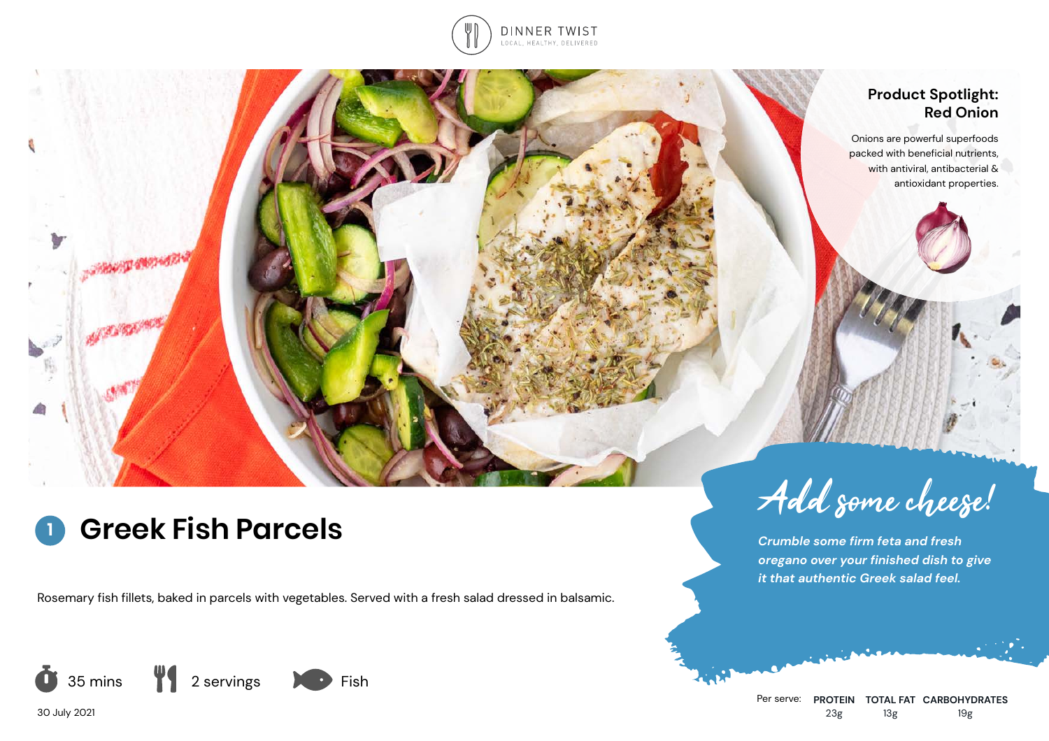DINNER TWIST

LOCAL, HEALTHY, DELIVERED

### Product Spotlight: Red Onion

Onions are powerful superfoods packed with beneficial nutrients, with antiviral, antibacterial & antioxidant properties.

# 1 Greek Fish Parcels

Rosemary fish fillets, baked in parcels with vegetables. Served with a fresh salad dressed in balsamic.

35 mins | 2 servings | Fish

30 July 2021

## *Add some cheese!*

*Crumble some firm feta and fresh oregano over your finished dish to give it that authentic Greek salad feel.*

| Per serve: | PROTEIN | TOTAL FAT | CARBOHYDRATES |
|---|---|---|---|
| | 23g | 13g | 19g |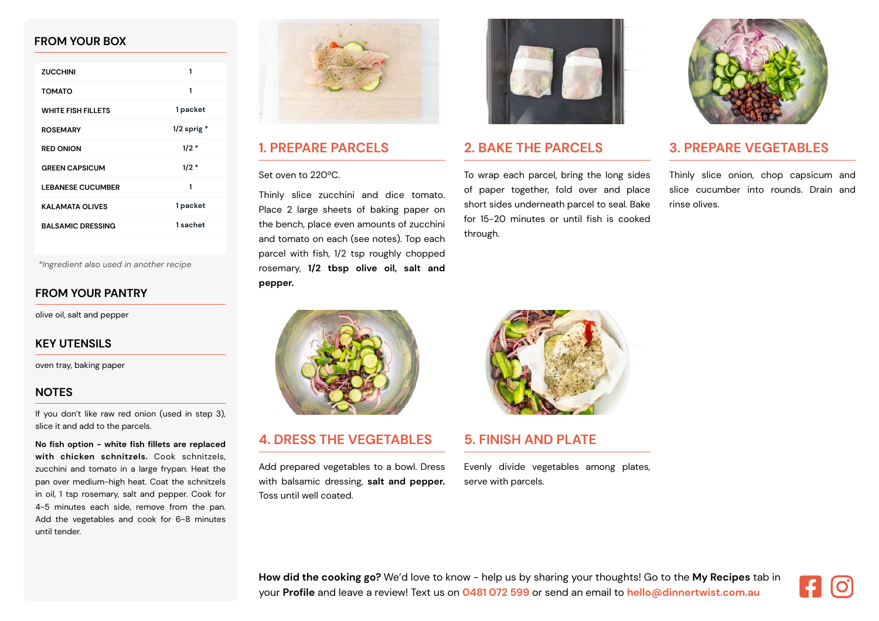## FROM YOUR BOX

| | |
|---|---|
| ZUCCHINI | 1 |
| TOMATO | 1 |
| WHITE FISH FILLETS | 1 packet |
| ROSEMARY | 1/2 sprig * |
| RED ONION | 1/2 * |
| GREEN CAPSICUM | 1/2 * |
| LEBANESE CUCUMBER | 1 |
| KALAMATA OLIVES | 1 packet |
| BALSAMIC DRESSING | 1 sachet |

*\*Ingredient also used in another recipe*

## FROM YOUR PANTRY

olive oil, salt and pepper

## KEY UTENSILS

oven tray, baking paper

## NOTES

If you don't like raw red onion (used in step 3), slice it and add to the parcels.

**No fish option – white fish fillets are replaced with chicken schnitzels.** Cook schnitzels, zucchini and tomato in a large frypan. Heat the pan over medium-high heat. Coat the schnitzels in oil, 1 tsp rosemary, salt and pepper. Cook for 4-5 minutes each side, remove from the pan. Add the vegetables and cook for 6-8 minutes until tender.

## 1. PREPARE PARCELS

Set oven to 220°C.

Thinly slice zucchini and dice tomato. Place 2 large sheets of baking paper on the bench, place even amounts of zucchini and tomato on each (see notes). Top each parcel with fish, 1/2 tsp roughly chopped rosemary, **1/2 tbsp olive oil, salt and pepper.**

## 2. BAKE THE PARCELS

To wrap each parcel, bring the long sides of paper together, fold over and place short sides underneath parcel to seal. Bake for 15-20 minutes or until fish is cooked through.

## 3. PREPARE VEGETABLES

Thinly slice onion, chop capsicum and slice cucumber into rounds. Drain and rinse olives.

## 4. DRESS THE VEGETABLES

Add prepared vegetables to a bowl. Dress with balsamic dressing, **salt and pepper.** Toss until well coated.

## 5. FINISH AND PLATE

Evenly divide vegetables among plates, serve with parcels.

**How did the cooking go?** We'd love to know - help us by sharing your thoughts! Go to the **My Recipes** tab in your **Profile** and leave a review! Text us on 0481 072 599 or send an email to hello@dinnertwist.com.au